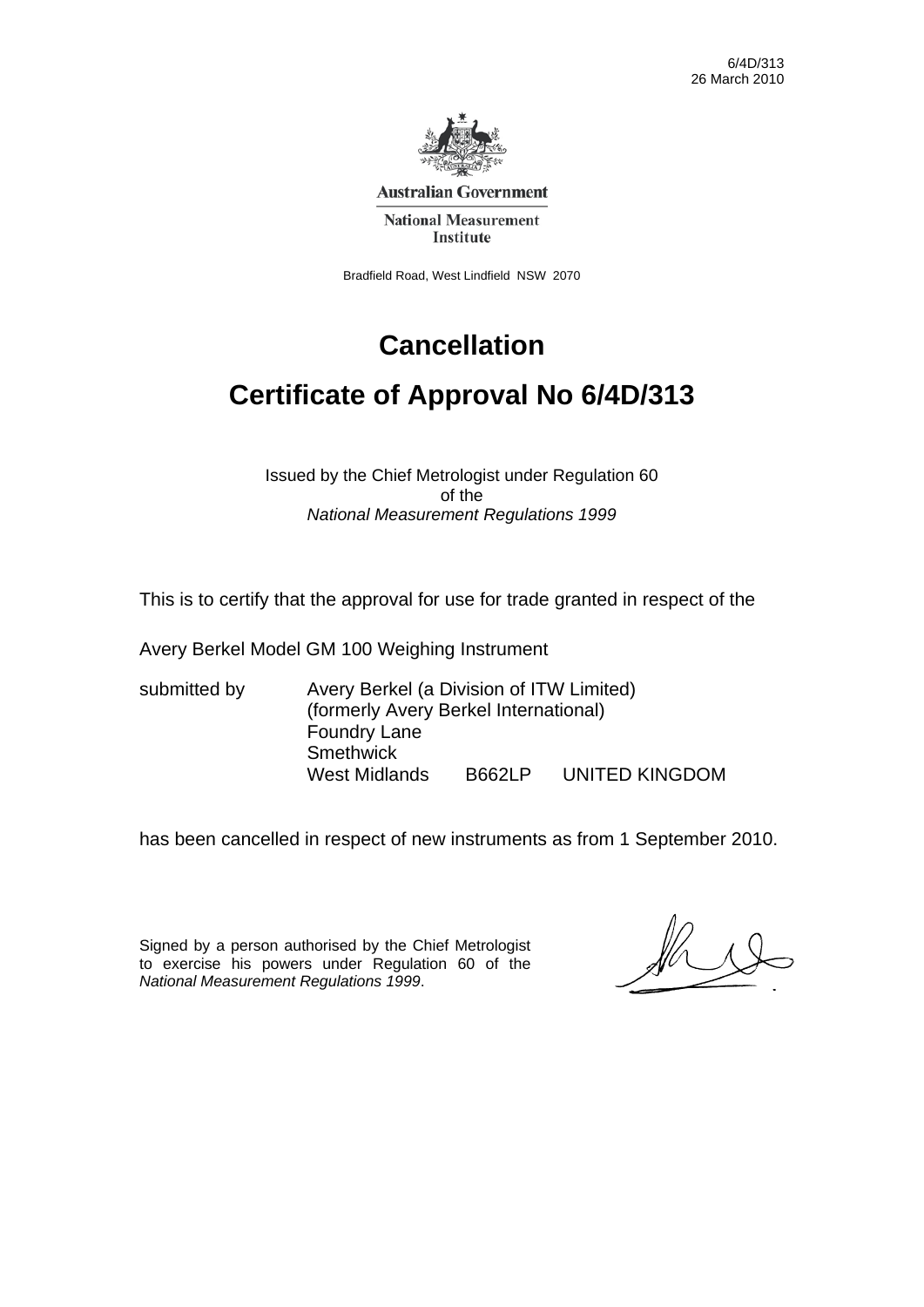6/4D/313
26 March 2010

Australian Government

National Measurement Institute

Bradfield Road, West Lindfield NSW 2070

# Cancellation

# Certificate of Approval No 6/4D/313

Issued by the Chief Metrologist under Regulation 60
of the
*National Measurement Regulations 1999*

This is to certify that the approval for use for trade granted in respect of the

Avery Berkel Model GM 100 Weighing Instrument

submitted by Avery Berkel (a Division of ITW Limited)
(formerly Avery Berkel International)
Foundry Lane
Smethwick
West Midlands B662LP UNITED KINGDOM

has been cancelled in respect of new instruments as from 1 September 2010.

Signed by a person authorised by the Chief Metrologist to exercise his powers under Regulation 60 of the *National Measurement Regulations 1999*.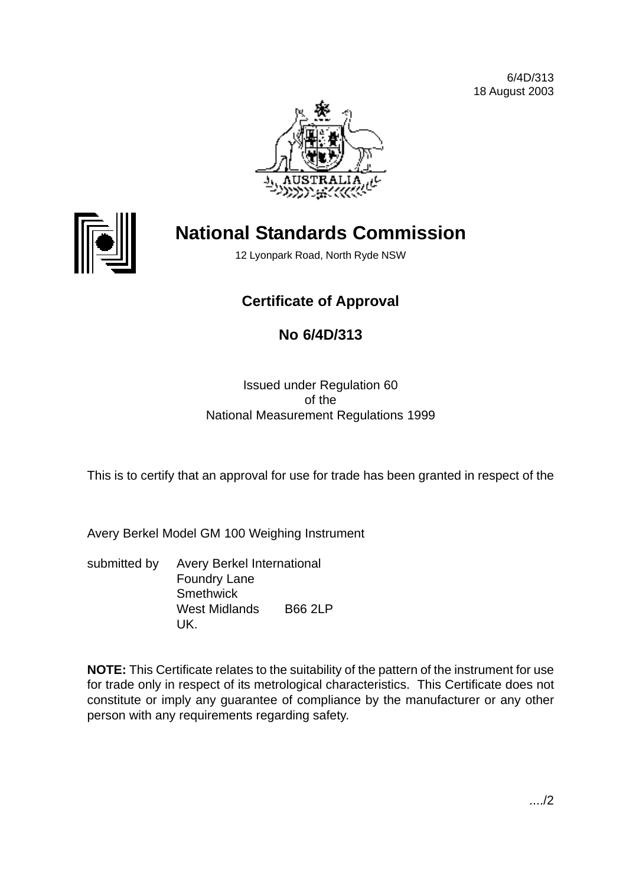6/4D/313
18 August 2003

# National Standards Commission

12 Lyonpark Road, North Ryde NSW

## Certificate of Approval

## No 6/4D/313

Issued under Regulation 60
of the
National Measurement Regulations 1999

This is to certify that an approval for use for trade has been granted in respect of the

Avery Berkel Model GM 100 Weighing Instrument

submitted by Avery Berkel International
Foundry Lane
Smethwick
West Midlands B66 2LP
UK.

**NOTE:** This Certificate relates to the suitability of the pattern of the instrument for use for trade only in respect of its metrological characteristics. This Certificate does not constitute or imply any guarantee of compliance by the manufacturer or any other person with any requirements regarding safety.

..../2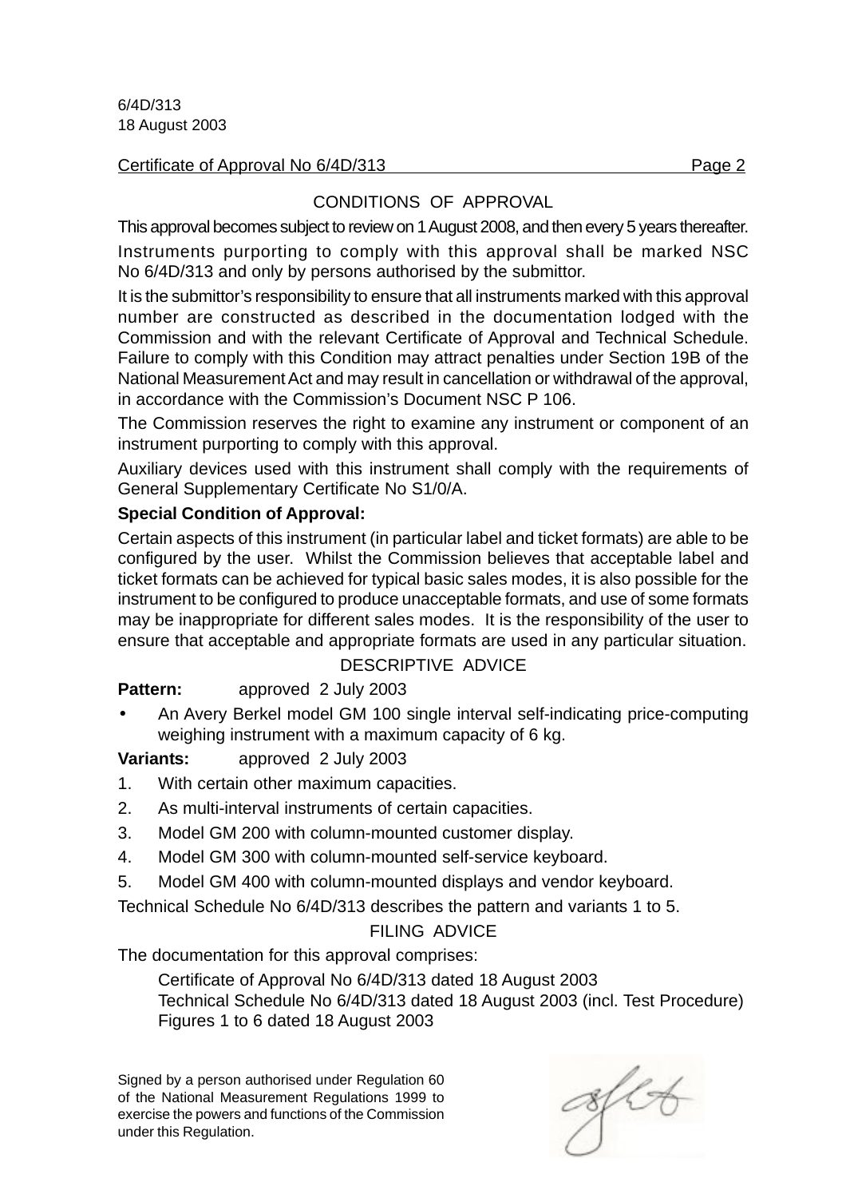Certificate of Approval No 6/4D/313 Page 2

## CONDITIONS OF APPROVAL

This approval becomes subject to review on 1 August 2008, and then every 5 years thereafter.

Instruments purporting to comply with this approval shall be marked NSC No 6/4D/313 and only by persons authorised by the submittor.

It is the submittor's responsibility to ensure that all instruments marked with this approval number are constructed as described in the documentation lodged with the Commission and with the relevant Certificate of Approval and Technical Schedule. Failure to comply with this Condition may attract penalties under Section 19B of the National Measurement Act and may result in cancellation or withdrawal of the approval, in accordance with the Commission's Document NSC P 106.

The Commission reserves the right to examine any instrument or component of an instrument purporting to comply with this approval.

Auxiliary devices used with this instrument shall comply with the requirements of General Supplementary Certificate No S1/0/A.

**Special Condition of Approval:**

Certain aspects of this instrument (in particular label and ticket formats) are able to be configured by the user. Whilst the Commission believes that acceptable label and ticket formats can be achieved for typical basic sales modes, it is also possible for the instrument to be configured to produce unacceptable formats, and use of some formats may be inappropriate for different sales modes. It is the responsibility of the user to ensure that acceptable and appropriate formats are used in any particular situation.

## DESCRIPTIVE ADVICE

**Pattern:** approved 2 July 2003

- An Avery Berkel model GM 100 single interval self-indicating price-computing weighing instrument with a maximum capacity of 6 kg.

**Variants:** approved 2 July 2003

1. With certain other maximum capacities.
2. As multi-interval instruments of certain capacities.
3. Model GM 200 with column-mounted customer display.
4. Model GM 300 with column-mounted self-service keyboard.
5. Model GM 400 with column-mounted displays and vendor keyboard.

Technical Schedule No 6/4D/313 describes the pattern and variants 1 to 5.

## FILING ADVICE

The documentation for this approval comprises:

Certificate of Approval No 6/4D/313 dated 18 August 2003
Technical Schedule No 6/4D/313 dated 18 August 2003 (incl. Test Procedure)
Figures 1 to 6 dated 18 August 2003

Signed by a person authorised under Regulation 60 of the National Measurement Regulations 1999 to exercise the powers and functions of the Commission under this Regulation.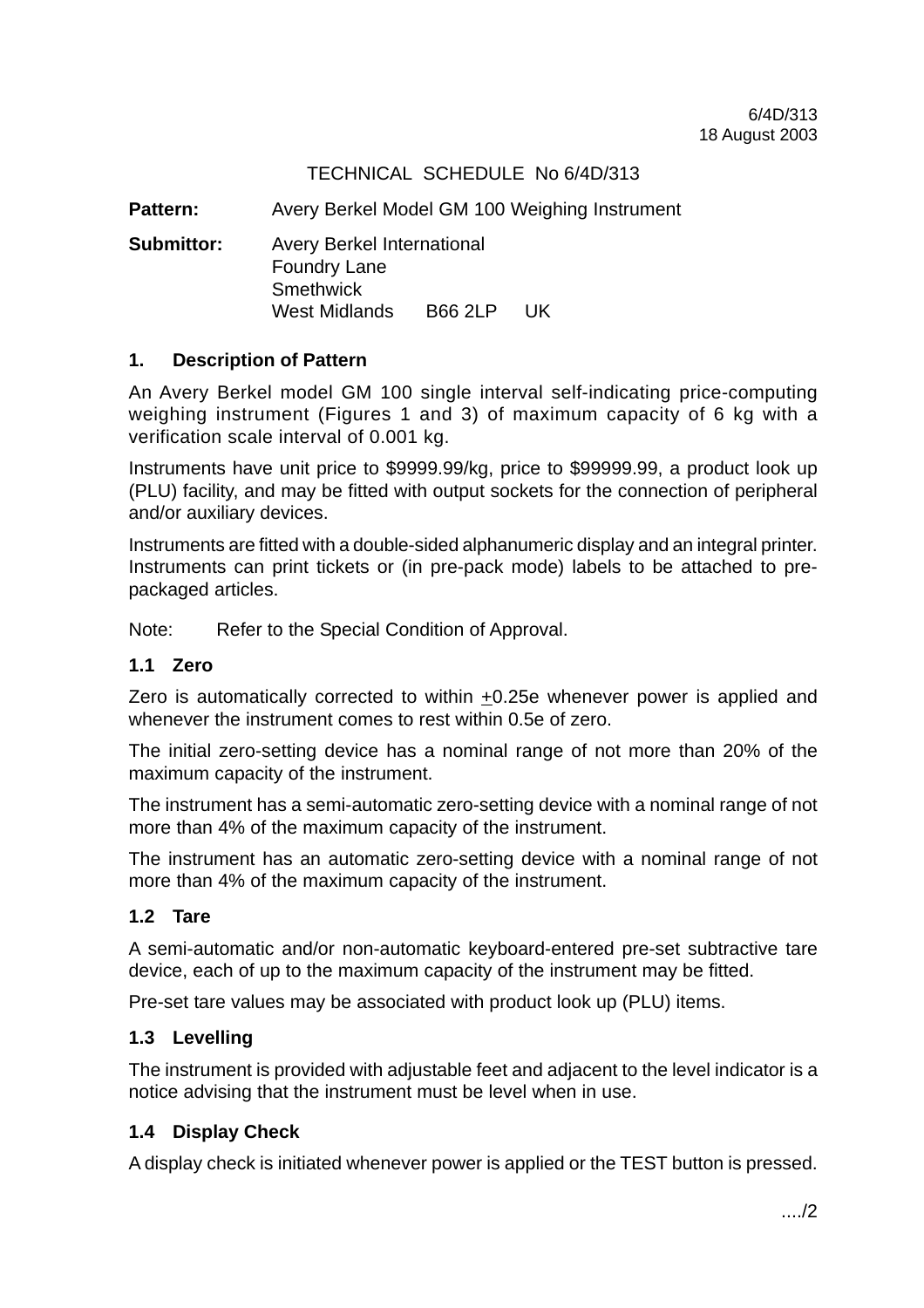6/4D/313
18 August 2003

TECHNICAL SCHEDULE No 6/4D/313

**Pattern:** Avery Berkel Model GM 100 Weighing Instrument

**Submittor:** Avery Berkel International
Foundry Lane
Smethwick
West Midlands B66 2LP UK

## 1. Description of Pattern

An Avery Berkel model GM 100 single interval self-indicating price-computing weighing instrument (Figures 1 and 3) of maximum capacity of 6 kg with a verification scale interval of 0.001 kg.

Instruments have unit price to $9999.99/kg, price to $99999.99, a product look up (PLU) facility, and may be fitted with output sockets for the connection of peripheral and/or auxiliary devices.

Instruments are fitted with a double-sided alphanumeric display and an integral printer. Instruments can print tickets or (in pre-pack mode) labels to be attached to pre-packaged articles.

Note: Refer to the Special Condition of Approval.

### 1.1 Zero

Zero is automatically corrected to within ±0.25e whenever power is applied and whenever the instrument comes to rest within 0.5e of zero.

The initial zero-setting device has a nominal range of not more than 20% of the maximum capacity of the instrument.

The instrument has a semi-automatic zero-setting device with a nominal range of not more than 4% of the maximum capacity of the instrument.

The instrument has an automatic zero-setting device with a nominal range of not more than 4% of the maximum capacity of the instrument.

### 1.2 Tare

A semi-automatic and/or non-automatic keyboard-entered pre-set subtractive tare device, each of up to the maximum capacity of the instrument may be fitted.

Pre-set tare values may be associated with product look up (PLU) items.

### 1.3 Levelling

The instrument is provided with adjustable feet and adjacent to the level indicator is a notice advising that the instrument must be level when in use.

### 1.4 Display Check

A display check is initiated whenever power is applied or the TEST button is pressed.

..../2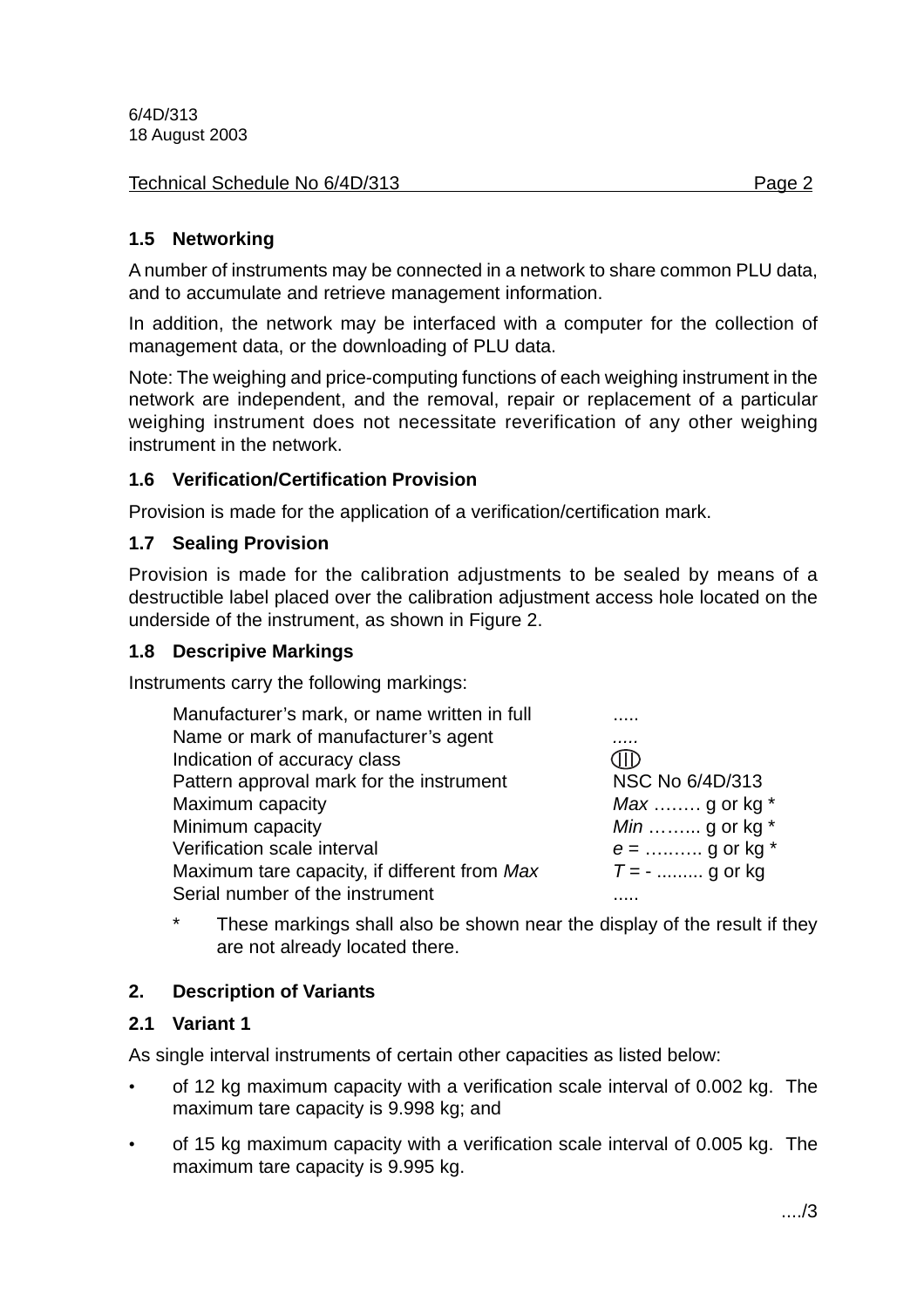### 1.5 Networking

A number of instruments may be connected in a network to share common PLU data, and to accumulate and retrieve management information.

In addition, the network may be interfaced with a computer for the collection of management data, or the downloading of PLU data.

Note: The weighing and price-computing functions of each weighing instrument in the network are independent, and the removal, repair or replacement of a particular weighing instrument does not necessitate reverification of any other weighing instrument in the network.

### 1.6 Verification/Certification Provision

Provision is made for the application of a verification/certification mark.

### 1.7 Sealing Provision

Provision is made for the calibration adjustments to be sealed by means of a destructible label placed over the calibration adjustment access hole located on the underside of the instrument, as shown in Figure 2.

### 1.8 Descripive Markings

Instruments carry the following markings:

| | |
|---|---|
| Manufacturer's mark, or name written in full | ..... |
| Name or mark of manufacturer's agent | ..... |
| Indication of accuracy class | (III) |
| Pattern approval mark for the instrument | NSC No 6/4D/313 |
| Maximum capacity | *Max* …….. g or kg * |
| Minimum capacity | *Min* …….. g or kg * |
| Verification scale interval | *e* = ……… g or kg * |
| Maximum tare capacity, if different from *Max* | *T* = - ......... g or kg |
| Serial number of the instrument | ..... |

\* These markings shall also be shown near the display of the result if they are not already located there.

## 2. Description of Variants

### 2.1 Variant 1

As single interval instruments of certain other capacities as listed below:

- of 12 kg maximum capacity with a verification scale interval of 0.002 kg. The maximum tare capacity is 9.998 kg; and
- of 15 kg maximum capacity with a verification scale interval of 0.005 kg. The maximum tare capacity is 9.995 kg.

…./3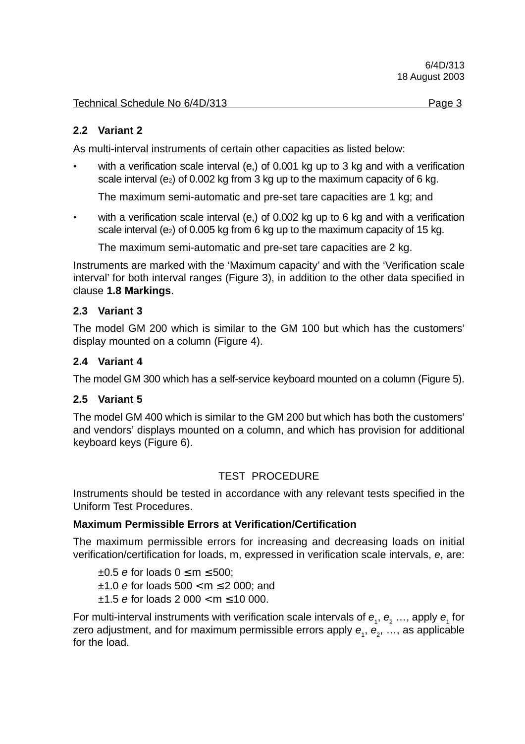## 2.2 Variant 2

As multi-interval instruments of certain other capacities as listed below:

- with a verification scale interval (e,) of 0.001 kg up to 3 kg and with a verification scale interval (e2) of 0.002 kg from 3 kg up to the maximum capacity of 6 kg.

  The maximum semi-automatic and pre-set tare capacities are 1 kg; and

- with a verification scale interval (e,) of 0.002 kg up to 6 kg and with a verification scale interval (e2) of 0.005 kg from 6 kg up to the maximum capacity of 15 kg.

  The maximum semi-automatic and pre-set tare capacities are 2 kg.

Instruments are marked with the 'Maximum capacity' and with the 'Verification scale interval' for both interval ranges (Figure 3), in addition to the other data specified in clause **1.8 Markings**.

## 2.3 Variant 3

The model GM 200 which is similar to the GM 100 but which has the customers' display mounted on a column (Figure 4).

## 2.4 Variant 4

The model GM 300 which has a self-service keyboard mounted on a column (Figure 5).

## 2.5 Variant 5

The model GM 400 which is similar to the GM 200 but which has both the customers' and vendors' displays mounted on a column, and which has provision for additional keyboard keys (Figure 6).

# TEST PROCEDURE

Instruments should be tested in accordance with any relevant tests specified in the Uniform Test Procedures.

**Maximum Permissible Errors at Verification/Certification**

The maximum permissible errors for increasing and decreasing loads on initial verification/certification for loads, m, expressed in verification scale intervals, *e*, are:

±0.5 *e* for loads 0 ≤ m ≤ 500;
±1.0 *e* for loads 500 < m ≤ 2 000; and
±1.5 *e* for loads 2 000 < m ≤ 10 000.

For multi-interval instruments with verification scale intervals of $e_1$, $e_2$ …, apply $e_1$ for zero adjustment, and for maximum permissible errors apply $e_1$, $e_2$, …, as applicable for the load.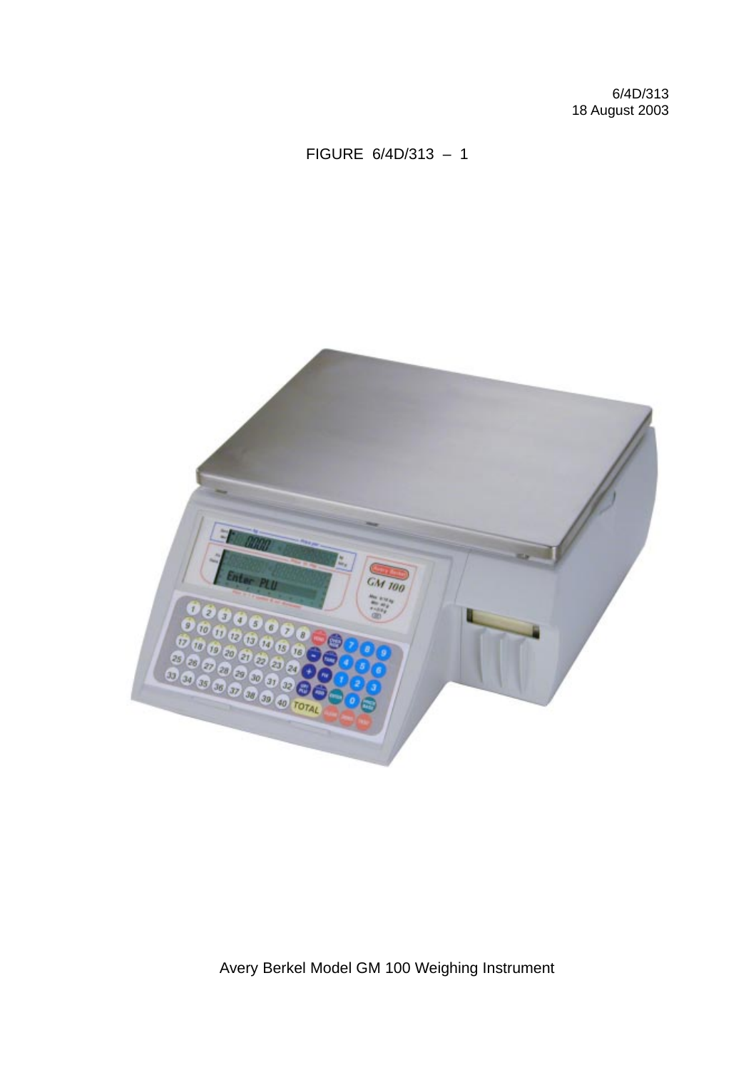6/4D/313
18 August 2003

FIGURE 6/4D/313 – 1

Avery Berkel Model GM 100 Weighing Instrument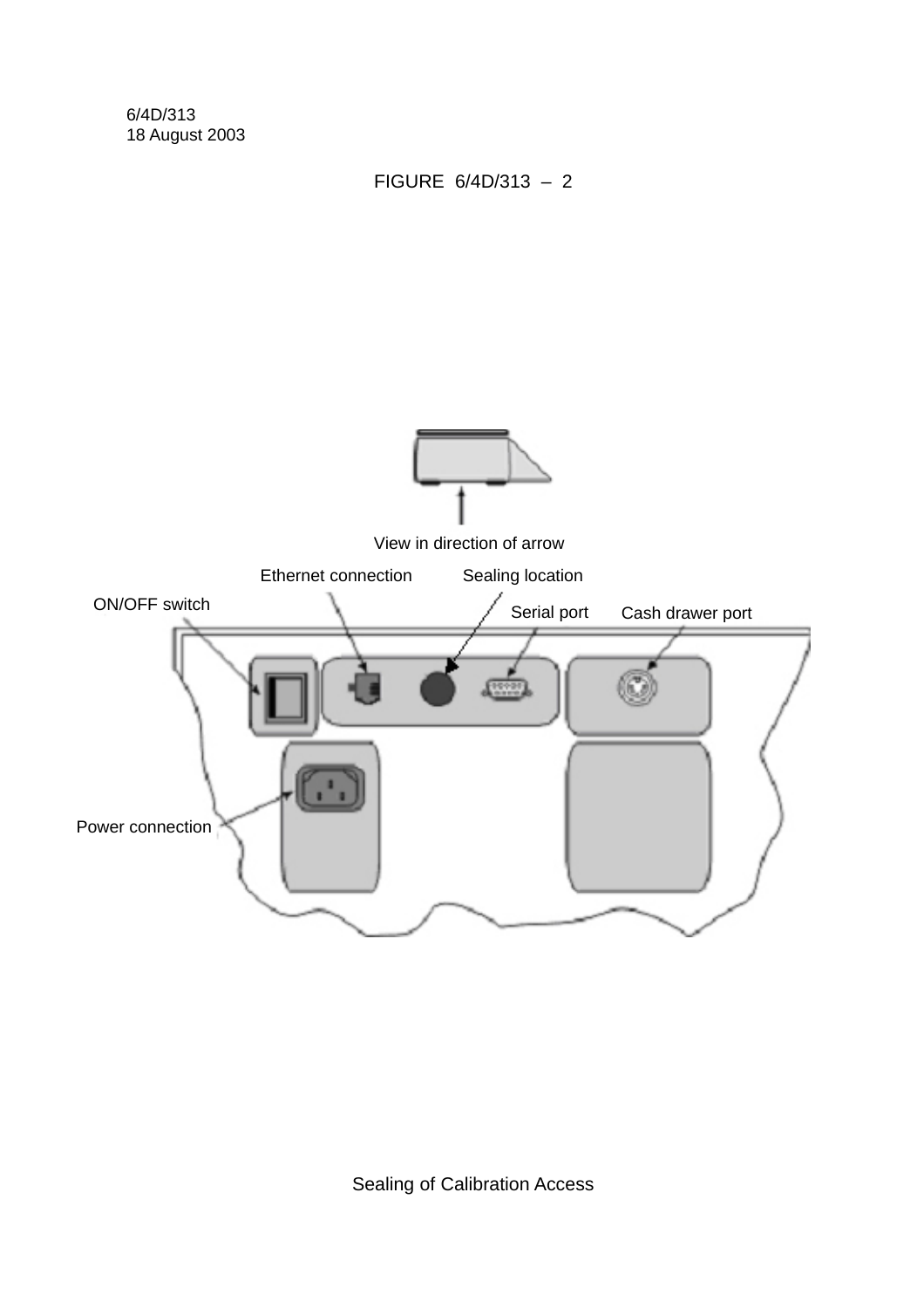6/4D/313
18 August 2003

FIGURE 6/4D/313 – 2

View in direction of arrow

Ethernet connection

Sealing location

ON/OFF switch

Serial port

Cash drawer port

Power connection

Sealing of Calibration Access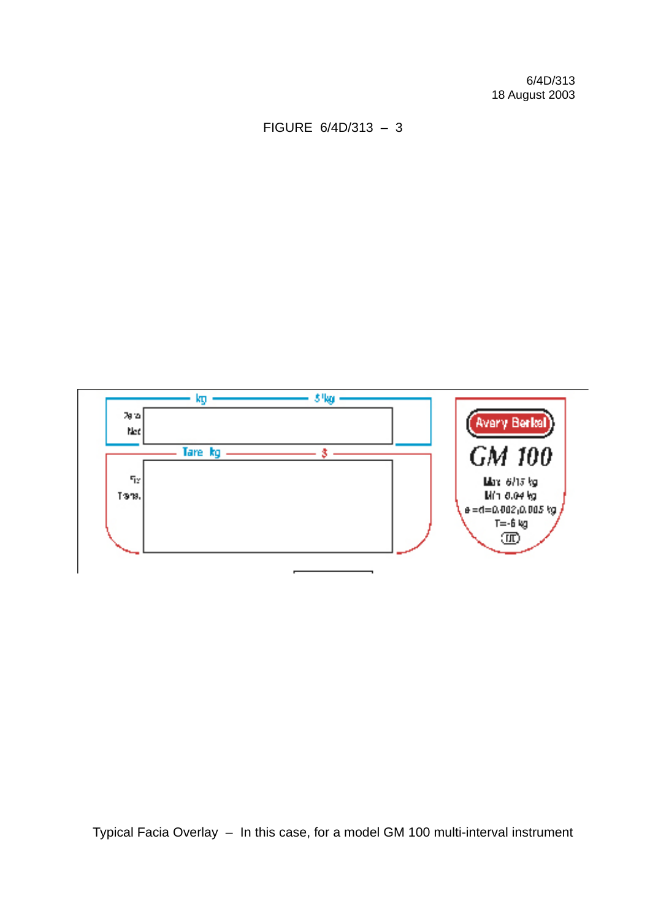6/4D/313
18 August 2003

FIGURE 6/4D/313 – 3

Typical Facia Overlay – In this case, for a model GM 100 multi-interval instrument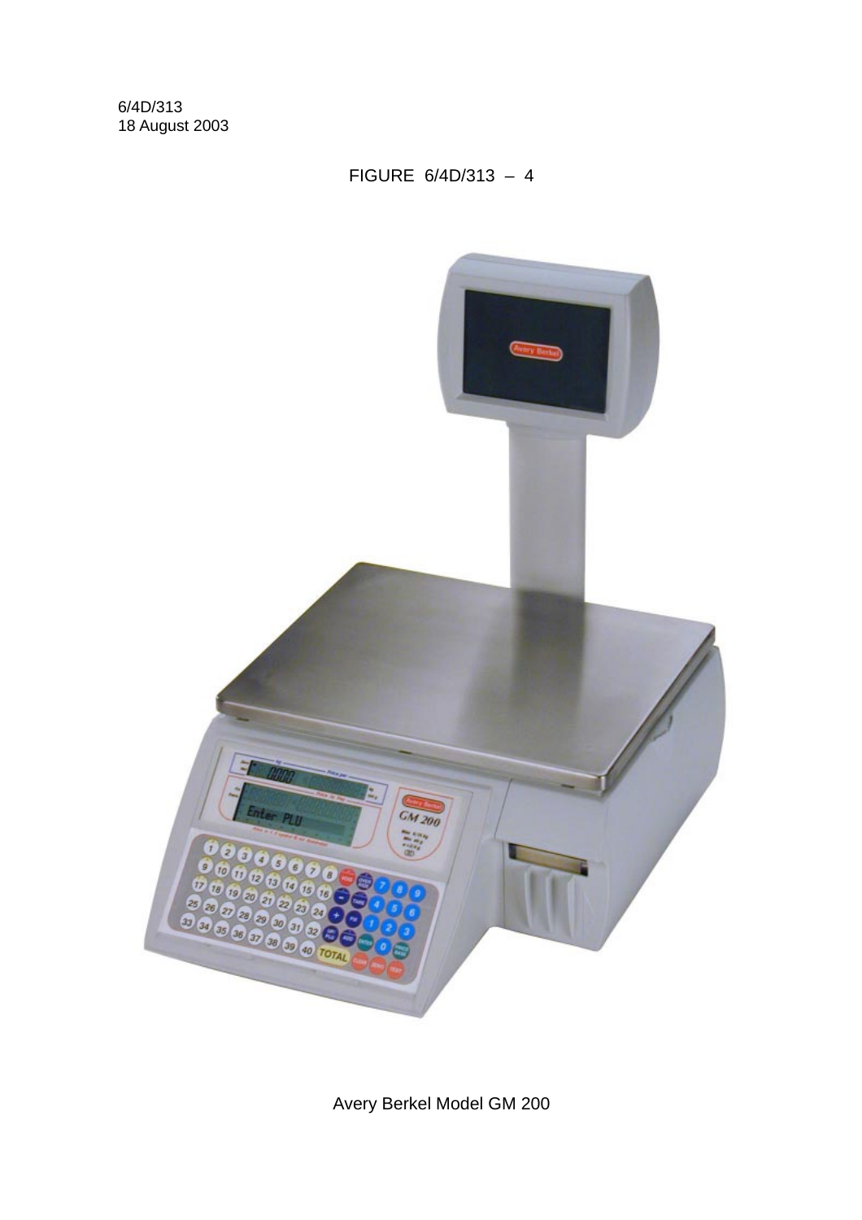6/4D/313
18 August 2003

FIGURE 6/4D/313 – 4

Avery Berkel Model GM 200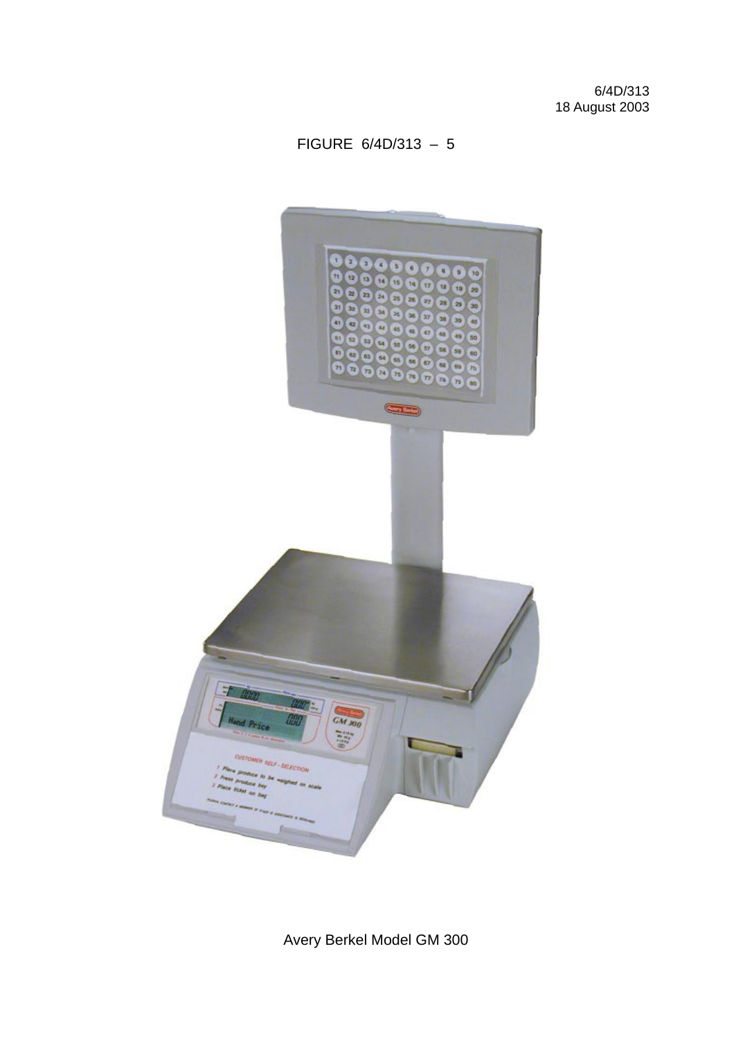6/4D/313
18 August 2003

FIGURE 6/4D/313 – 5

Avery Berkel Model GM 300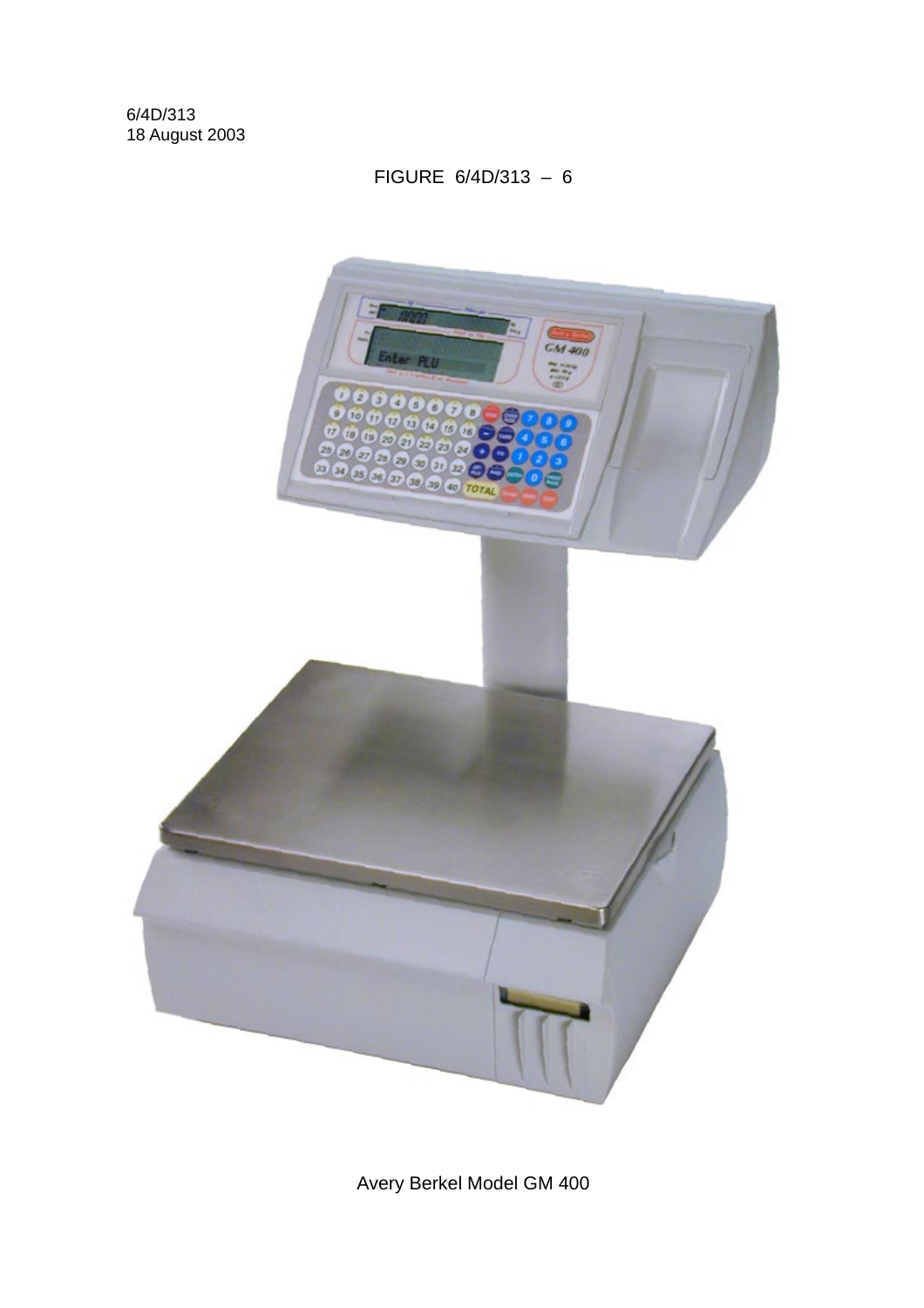6/4D/313
18 August 2003

FIGURE 6/4D/313 – 6

Avery Berkel Model GM 400